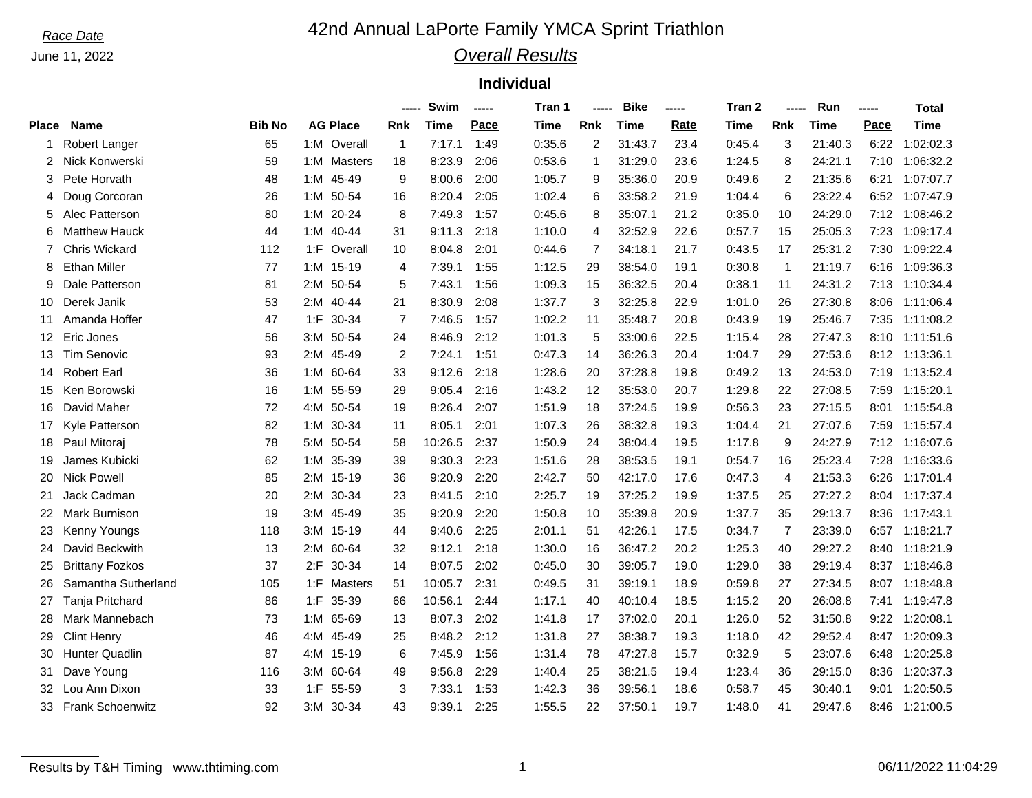*Race Date*

June 11, 2022

# 42nd Annual LaPorte Family YMCA Sprint Triathlon

## *Overall Results*

### Individual

| | | | | Swim | | | Tran 1 | Bike | | | Tran 2 | Run | | | Total |
|---|---|---|---|---|---|---|---|---|---|---|---|---|---|---|---|
| **Place** | **Name** | **Bib No** | **AG Place** | **Rnk** | **Time** | **Pace** | **Time** | **Rnk** | **Time** | **Rate** | **Time** | **Rnk** | **Time** | **Pace** | **Time** |
| 1 | Robert Langer | 65 | 1:M Overall | 1 | 7:17.1 | 1:49 | 0:35.6 | 2 | 31:43.7 | 23.4 | 0:45.4 | 3 | 21:40.3 | 6:22 | 1:02:02.3 |
| 2 | Nick Konwerski | 59 | 1:M Masters | 18 | 8:23.9 | 2:06 | 0:53.6 | 1 | 31:29.0 | 23.6 | 1:24.5 | 8 | 24:21.1 | 7:10 | 1:06:32.2 |
| 3 | Pete Horvath | 48 | 1:M 45-49 | 9 | 8:00.6 | 2:00 | 1:05.7 | 9 | 35:36.0 | 20.9 | 0:49.6 | 2 | 21:35.6 | 6:21 | 1:07:07.7 |
| 4 | Doug Corcoran | 26 | 1:M 50-54 | 16 | 8:20.4 | 2:05 | 1:02.4 | 6 | 33:58.2 | 21.9 | 1:04.4 | 6 | 23:22.4 | 6:52 | 1:07:47.9 |
| 5 | Alec Patterson | 80 | 1:M 20-24 | 8 | 7:49.3 | 1:57 | 0:45.6 | 8 | 35:07.1 | 21.2 | 0:35.0 | 10 | 24:29.0 | 7:12 | 1:08:46.2 |
| 6 | Matthew Hauck | 44 | 1:M 40-44 | 31 | 9:11.3 | 2:18 | 1:10.0 | 4 | 32:52.9 | 22.6 | 0:57.7 | 15 | 25:05.3 | 7:23 | 1:09:17.4 |
| 7 | Chris Wickard | 112 | 1:F Overall | 10 | 8:04.8 | 2:01 | 0:44.6 | 7 | 34:18.1 | 21.7 | 0:43.5 | 17 | 25:31.2 | 7:30 | 1:09:22.4 |
| 8 | Ethan Miller | 77 | 1:M 15-19 | 4 | 7:39.1 | 1:55 | 1:12.5 | 29 | 38:54.0 | 19.1 | 0:30.8 | 1 | 21:19.7 | 6:16 | 1:09:36.3 |
| 9 | Dale Patterson | 81 | 2:M 50-54 | 5 | 7:43.1 | 1:56 | 1:09.3 | 15 | 36:32.5 | 20.4 | 0:38.1 | 11 | 24:31.2 | 7:13 | 1:10:34.4 |
| 10 | Derek Janik | 53 | 2:M 40-44 | 21 | 8:30.9 | 2:08 | 1:37.7 | 3 | 32:25.8 | 22.9 | 1:01.0 | 26 | 27:30.8 | 8:06 | 1:11:06.4 |
| 11 | Amanda Hoffer | 47 | 1:F 30-34 | 7 | 7:46.5 | 1:57 | 1:02.2 | 11 | 35:48.7 | 20.8 | 0:43.9 | 19 | 25:46.7 | 7:35 | 1:11:08.2 |
| 12 | Eric Jones | 56 | 3:M 50-54 | 24 | 8:46.9 | 2:12 | 1:01.3 | 5 | 33:00.6 | 22.5 | 1:15.4 | 28 | 27:47.3 | 8:10 | 1:11:51.6 |
| 13 | Tim Senovic | 93 | 2:M 45-49 | 2 | 7:24.1 | 1:51 | 0:47.3 | 14 | 36:26.3 | 20.4 | 1:04.7 | 29 | 27:53.6 | 8:12 | 1:13:36.1 |
| 14 | Robert Earl | 36 | 1:M 60-64 | 33 | 9:12.6 | 2:18 | 1:28.6 | 20 | 37:28.8 | 19.8 | 0:49.2 | 13 | 24:53.0 | 7:19 | 1:13:52.4 |
| 15 | Ken Borowski | 16 | 1:M 55-59 | 29 | 9:05.4 | 2:16 | 1:43.2 | 12 | 35:53.0 | 20.7 | 1:29.8 | 22 | 27:08.5 | 7:59 | 1:15:20.1 |
| 16 | David Maher | 72 | 4:M 50-54 | 19 | 8:26.4 | 2:07 | 1:51.9 | 18 | 37:24.5 | 19.9 | 0:56.3 | 23 | 27:15.5 | 8:01 | 1:15:54.8 |
| 17 | Kyle Patterson | 82 | 1:M 30-34 | 11 | 8:05.1 | 2:01 | 1:07.3 | 26 | 38:32.8 | 19.3 | 1:04.4 | 21 | 27:07.6 | 7:59 | 1:15:57.4 |
| 18 | Paul Mitoraj | 78 | 5:M 50-54 | 58 | 10:26.5 | 2:37 | 1:50.9 | 24 | 38:04.4 | 19.5 | 1:17.8 | 9 | 24:27.9 | 7:12 | 1:16:07.6 |
| 19 | James Kubicki | 62 | 1:M 35-39 | 39 | 9:30.3 | 2:23 | 1:51.6 | 28 | 38:53.5 | 19.1 | 0:54.7 | 16 | 25:23.4 | 7:28 | 1:16:33.6 |
| 20 | Nick Powell | 85 | 2:M 15-19 | 36 | 9:20.9 | 2:20 | 2:42.7 | 50 | 42:17.0 | 17.6 | 0:47.3 | 4 | 21:53.3 | 6:26 | 1:17:01.4 |
| 21 | Jack Cadman | 20 | 2:M 30-34 | 23 | 8:41.5 | 2:10 | 2:25.7 | 19 | 37:25.2 | 19.9 | 1:37.5 | 25 | 27:27.2 | 8:04 | 1:17:37.4 |
| 22 | Mark Burnison | 19 | 3:M 45-49 | 35 | 9:20.9 | 2:20 | 1:50.8 | 10 | 35:39.8 | 20.9 | 1:37.7 | 35 | 29:13.7 | 8:36 | 1:17:43.1 |
| 23 | Kenny Youngs | 118 | 3:M 15-19 | 44 | 9:40.6 | 2:25 | 2:01.1 | 51 | 42:26.1 | 17.5 | 0:34.7 | 7 | 23:39.0 | 6:57 | 1:18:21.7 |
| 24 | David Beckwith | 13 | 2:M 60-64 | 32 | 9:12.1 | 2:18 | 1:30.0 | 16 | 36:47.2 | 20.2 | 1:25.3 | 40 | 29:27.2 | 8:40 | 1:18:21.9 |
| 25 | Brittany Fozkos | 37 | 2:F 30-34 | 14 | 8:07.5 | 2:02 | 0:45.0 | 30 | 39:05.7 | 19.0 | 1:29.0 | 38 | 29:19.4 | 8:37 | 1:18:46.8 |
| 26 | Samantha Sutherland | 105 | 1:F Masters | 51 | 10:05.7 | 2:31 | 0:49.5 | 31 | 39:19.1 | 18.9 | 0:59.8 | 27 | 27:34.5 | 8:07 | 1:18:48.8 |
| 27 | Tanja Pritchard | 86 | 1:F 35-39 | 66 | 10:56.1 | 2:44 | 1:17.1 | 40 | 40:10.4 | 18.5 | 1:15.2 | 20 | 26:08.8 | 7:41 | 1:19:47.8 |
| 28 | Mark Mannebach | 73 | 1:M 65-69 | 13 | 8:07.3 | 2:02 | 1:41.8 | 17 | 37:02.0 | 20.1 | 1:26.0 | 52 | 31:50.8 | 9:22 | 1:20:08.1 |
| 29 | Clint Henry | 46 | 4:M 45-49 | 25 | 8:48.2 | 2:12 | 1:31.8 | 27 | 38:38.7 | 19.3 | 1:18.0 | 42 | 29:52.4 | 8:47 | 1:20:09.3 |
| 30 | Hunter Quadlin | 87 | 4:M 15-19 | 6 | 7:45.9 | 1:56 | 1:31.4 | 78 | 47:27.8 | 15.7 | 0:32.9 | 5 | 23:07.6 | 6:48 | 1:20:25.8 |
| 31 | Dave Young | 116 | 3:M 60-64 | 49 | 9:56.8 | 2:29 | 1:40.4 | 25 | 38:21.5 | 19.4 | 1:23.4 | 36 | 29:15.0 | 8:36 | 1:20:37.3 |
| 32 | Lou Ann Dixon | 33 | 1:F 55-59 | 3 | 7:33.1 | 1:53 | 1:42.3 | 36 | 39:56.1 | 18.6 | 0:58.7 | 45 | 30:40.1 | 9:01 | 1:20:50.5 |
| 33 | Frank Schoenwitz | 92 | 3:M 30-34 | 43 | 9:39.1 | 2:25 | 1:55.5 | 22 | 37:50.1 | 19.7 | 1:48.0 | 41 | 29:47.6 | 8:46 | 1:21:00.5 |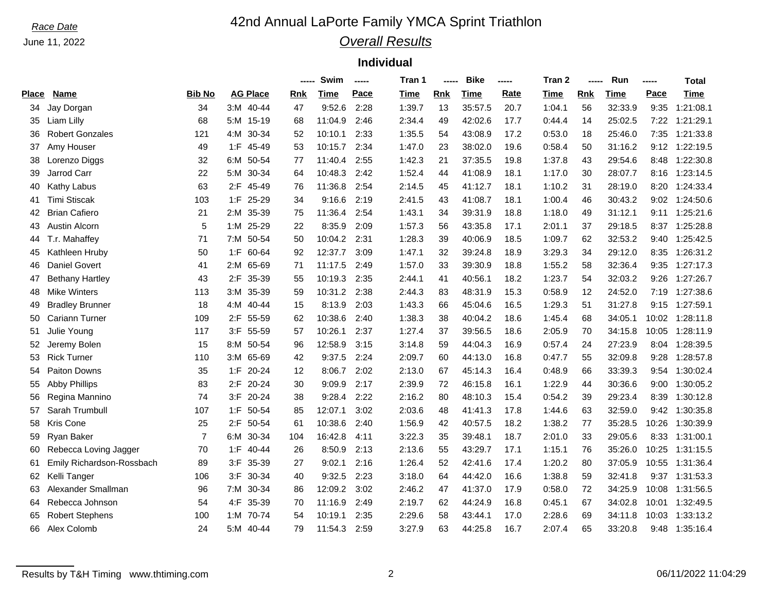*Race Date*

June 11, 2022

# 42nd Annual LaPorte Family YMCA Sprint Triathlon

## *Overall Results*

### Individual

| | | | | Swim | | | Tran 1 | Bike | | | Tran 2 | Run | | | Total |
|---|---|---|---|---|---|---|---|---|---|---|---|---|---|---|---|
| **Place** | **Name** | **Bib No** | **AG Place** | **Rnk** | **Time** | **Pace** | **Time** | **Rnk** | **Time** | **Rate** | **Time** | **Rnk** | **Time** | **Pace** | **Time** |
| 34 | Jay Dorgan | 34 | 3:M 40-44 | 47 | 9:52.6 | 2:28 | 1:39.7 | 13 | 35:57.5 | 20.7 | 1:04.1 | 56 | 32:33.9 | 9:35 | 1:21:08.1 |
| 35 | Liam Lilly | 68 | 5:M 15-19 | 68 | 11:04.9 | 2:46 | 2:34.4 | 49 | 42:02.6 | 17.7 | 0:44.4 | 14 | 25:02.5 | 7:22 | 1:21:29.1 |
| 36 | Robert Gonzales | 121 | 4:M 30-34 | 52 | 10:10.1 | 2:33 | 1:35.5 | 54 | 43:08.9 | 17.2 | 0:53.0 | 18 | 25:46.0 | 7:35 | 1:21:33.8 |
| 37 | Amy Houser | 49 | 1:F 45-49 | 53 | 10:15.7 | 2:34 | 1:47.0 | 23 | 38:02.0 | 19.6 | 0:58.4 | 50 | 31:16.2 | 9:12 | 1:22:19.5 |
| 38 | Lorenzo Diggs | 32 | 6:M 50-54 | 77 | 11:40.4 | 2:55 | 1:42.3 | 21 | 37:35.5 | 19.8 | 1:37.8 | 43 | 29:54.6 | 8:48 | 1:22:30.8 |
| 39 | Jarrod Carr | 22 | 5:M 30-34 | 64 | 10:48.3 | 2:42 | 1:52.4 | 44 | 41:08.9 | 18.1 | 1:17.0 | 30 | 28:07.7 | 8:16 | 1:23:14.5 |
| 40 | Kathy Labus | 63 | 2:F 45-49 | 76 | 11:36.8 | 2:54 | 2:14.5 | 45 | 41:12.7 | 18.1 | 1:10.2 | 31 | 28:19.0 | 8:20 | 1:24:33.4 |
| 41 | Timi Stiscak | 103 | 1:F 25-29 | 34 | 9:16.6 | 2:19 | 2:41.5 | 43 | 41:08.7 | 18.1 | 1:00.4 | 46 | 30:43.2 | 9:02 | 1:24:50.6 |
| 42 | Brian Cafiero | 21 | 2:M 35-39 | 75 | 11:36.4 | 2:54 | 1:43.1 | 34 | 39:31.9 | 18.8 | 1:18.0 | 49 | 31:12.1 | 9:11 | 1:25:21.6 |
| 43 | Austin Alcorn | 5 | 1:M 25-29 | 22 | 8:35.9 | 2:09 | 1:57.3 | 56 | 43:35.8 | 17.1 | 2:01.1 | 37 | 29:18.5 | 8:37 | 1:25:28.8 |
| 44 | T.r. Mahaffey | 71 | 7:M 50-54 | 50 | 10:04.2 | 2:31 | 1:28.3 | 39 | 40:06.9 | 18.5 | 1:09.7 | 62 | 32:53.2 | 9:40 | 1:25:42.5 |
| 45 | Kathleen Hruby | 50 | 1:F 60-64 | 92 | 12:37.7 | 3:09 | 1:47.1 | 32 | 39:24.8 | 18.9 | 3:29.3 | 34 | 29:12.0 | 8:35 | 1:26:31.2 |
| 46 | Daniel Govert | 41 | 2:M 65-69 | 71 | 11:17.5 | 2:49 | 1:57.0 | 33 | 39:30.9 | 18.8 | 1:55.2 | 58 | 32:36.4 | 9:35 | 1:27:17.3 |
| 47 | Bethany Hartley | 43 | 2:F 35-39 | 55 | 10:19.3 | 2:35 | 2:44.1 | 41 | 40:56.1 | 18.2 | 1:23.7 | 54 | 32:03.2 | 9:26 | 1:27:26.7 |
| 48 | Mike Winters | 113 | 3:M 35-39 | 59 | 10:31.2 | 2:38 | 2:44.3 | 83 | 48:31.9 | 15.3 | 0:58.9 | 12 | 24:52.0 | 7:19 | 1:27:38.6 |
| 49 | Bradley Brunner | 18 | 4:M 40-44 | 15 | 8:13.9 | 2:03 | 1:43.3 | 66 | 45:04.6 | 16.5 | 1:29.3 | 51 | 31:27.8 | 9:15 | 1:27:59.1 |
| 50 | Cariann Turner | 109 | 2:F 55-59 | 62 | 10:38.6 | 2:40 | 1:38.3 | 38 | 40:04.2 | 18.6 | 1:45.4 | 68 | 34:05.1 | 10:02 | 1:28:11.8 |
| 51 | Julie Young | 117 | 3:F 55-59 | 57 | 10:26.1 | 2:37 | 1:27.4 | 37 | 39:56.5 | 18.6 | 2:05.9 | 70 | 34:15.8 | 10:05 | 1:28:11.9 |
| 52 | Jeremy Bolen | 15 | 8:M 50-54 | 96 | 12:58.9 | 3:15 | 3:14.8 | 59 | 44:04.3 | 16.9 | 0:57.4 | 24 | 27:23.9 | 8:04 | 1:28:39.5 |
| 53 | Rick Turner | 110 | 3:M 65-69 | 42 | 9:37.5 | 2:24 | 2:09.7 | 60 | 44:13.0 | 16.8 | 0:47.7 | 55 | 32:09.8 | 9:28 | 1:28:57.8 |
| 54 | Paiton Downs | 35 | 1:F 20-24 | 12 | 8:06.7 | 2:02 | 2:13.0 | 67 | 45:14.3 | 16.4 | 0:48.9 | 66 | 33:39.3 | 9:54 | 1:30:02.4 |
| 55 | Abby Phillips | 83 | 2:F 20-24 | 30 | 9:09.9 | 2:17 | 2:39.9 | 72 | 46:15.8 | 16.1 | 1:22.9 | 44 | 30:36.6 | 9:00 | 1:30:05.2 |
| 56 | Regina Mannino | 74 | 3:F 20-24 | 38 | 9:28.4 | 2:22 | 2:16.2 | 80 | 48:10.3 | 15.4 | 0:54.2 | 39 | 29:23.4 | 8:39 | 1:30:12.8 |
| 57 | Sarah Trumbull | 107 | 1:F 50-54 | 85 | 12:07.1 | 3:02 | 2:03.6 | 48 | 41:41.3 | 17.8 | 1:44.6 | 63 | 32:59.0 | 9:42 | 1:30:35.8 |
| 58 | Kris Cone | 25 | 2:F 50-54 | 61 | 10:38.6 | 2:40 | 1:56.9 | 42 | 40:57.5 | 18.2 | 1:38.2 | 77 | 35:28.5 | 10:26 | 1:30:39.9 |
| 59 | Ryan Baker | 7 | 6:M 30-34 | 104 | 16:42.8 | 4:11 | 3:22.3 | 35 | 39:48.1 | 18.7 | 2:01.0 | 33 | 29:05.6 | 8:33 | 1:31:00.1 |
| 60 | Rebecca Loving Jagger | 70 | 1:F 40-44 | 26 | 8:50.9 | 2:13 | 2:13.6 | 55 | 43:29.7 | 17.1 | 1:15.1 | 76 | 35:26.0 | 10:25 | 1:31:15.5 |
| 61 | Emily Richardson-Rossbach | 89 | 3:F 35-39 | 27 | 9:02.1 | 2:16 | 1:26.4 | 52 | 42:41.6 | 17.4 | 1:20.2 | 80 | 37:05.9 | 10:55 | 1:31:36.4 |
| 62 | Kelli Tanger | 106 | 3:F 30-34 | 40 | 9:32.5 | 2:23 | 3:18.0 | 64 | 44:42.0 | 16.6 | 1:38.8 | 59 | 32:41.8 | 9:37 | 1:31:53.3 |
| 63 | Alexander Smallman | 96 | 7:M 30-34 | 86 | 12:09.2 | 3:02 | 2:46.2 | 47 | 41:37.0 | 17.9 | 0:58.0 | 72 | 34:25.9 | 10:08 | 1:31:56.5 |
| 64 | Rebecca Johnson | 54 | 4:F 35-39 | 70 | 11:16.9 | 2:49 | 2:19.7 | 62 | 44:24.9 | 16.8 | 0:45.1 | 67 | 34:02.8 | 10:01 | 1:32:49.5 |
| 65 | Robert Stephens | 100 | 1:M 70-74 | 54 | 10:19.1 | 2:35 | 2:29.6 | 58 | 43:44.1 | 17.0 | 2:28.6 | 69 | 34:11.8 | 10:03 | 1:33:13.2 |
| 66 | Alex Colomb | 24 | 5:M 40-44 | 79 | 11:54.3 | 2:59 | 3:27.9 | 63 | 44:25.8 | 16.7 | 2:07.4 | 65 | 33:20.8 | 9:48 | 1:35:16.4 |

Results by T&H Timing www.thtiming.com — 06/11/2022 11:04:29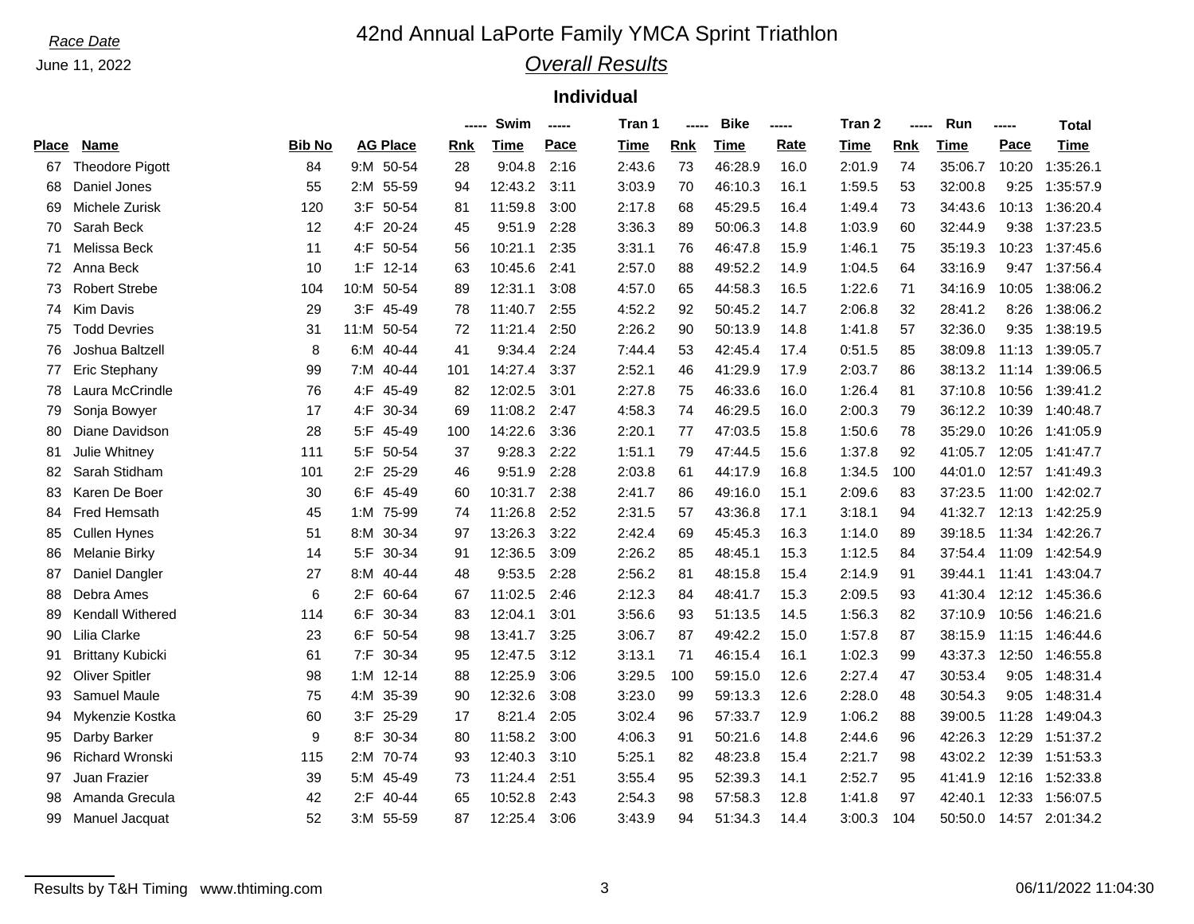*Race Date*

June 11, 2022

# 42nd Annual LaPorte Family YMCA Sprint Triathlon

## *Overall Results*

### Individual

| Place | Name | Bib No | AG Place | | Swim Rnk | Swim Time | Swim Pace | Tran 1 Time | Bike Rnk | Bike Time | Bike Rate | Tran 2 Time | Run Rnk | Run Time | Run Pace | Total Time |
|---|---|---|---|---|---|---|---|---|---|---|---|---|---|---|---|---|
| 67 | Theodore Pigott | 84 | 9:M | 50-54 | 28 | 9:04.8 | 2:16 | 2:43.6 | 73 | 46:28.9 | 16.0 | 2:01.9 | 74 | 35:06.7 | 10:20 | 1:35:26.1 |
| 68 | Daniel Jones | 55 | 2:M | 55-59 | 94 | 12:43.2 | 3:11 | 3:03.9 | 70 | 46:10.3 | 16.1 | 1:59.5 | 53 | 32:00.8 | 9:25 | 1:35:57.9 |
| 69 | Michele Zurisk | 120 | 3:F | 50-54 | 81 | 11:59.8 | 3:00 | 2:17.8 | 68 | 45:29.5 | 16.4 | 1:49.4 | 73 | 34:43.6 | 10:13 | 1:36:20.4 |
| 70 | Sarah Beck | 12 | 4:F | 20-24 | 45 | 9:51.9 | 2:28 | 3:36.3 | 89 | 50:06.3 | 14.8 | 1:03.9 | 60 | 32:44.9 | 9:38 | 1:37:23.5 |
| 71 | Melissa Beck | 11 | 4:F | 50-54 | 56 | 10:21.1 | 2:35 | 3:31.1 | 76 | 46:47.8 | 15.9 | 1:46.1 | 75 | 35:19.3 | 10:23 | 1:37:45.6 |
| 72 | Anna Beck | 10 | 1:F | 12-14 | 63 | 10:45.6 | 2:41 | 2:57.0 | 88 | 49:52.2 | 14.9 | 1:04.5 | 64 | 33:16.9 | 9:47 | 1:37:56.4 |
| 73 | Robert Strebe | 104 | 10:M | 50-54 | 89 | 12:31.1 | 3:08 | 4:57.0 | 65 | 44:58.3 | 16.5 | 1:22.6 | 71 | 34:16.9 | 10:05 | 1:38:06.2 |
| 74 | Kim Davis | 29 | 3:F | 45-49 | 78 | 11:40.7 | 2:55 | 4:52.2 | 92 | 50:45.2 | 14.7 | 2:06.8 | 32 | 28:41.2 | 8:26 | 1:38:06.2 |
| 75 | Todd Devries | 31 | 11:M | 50-54 | 72 | 11:21.4 | 2:50 | 2:26.2 | 90 | 50:13.9 | 14.8 | 1:41.8 | 57 | 32:36.0 | 9:35 | 1:38:19.5 |
| 76 | Joshua Baltzell | 8 | 6:M | 40-44 | 41 | 9:34.4 | 2:24 | 7:44.4 | 53 | 42:45.4 | 17.4 | 0:51.5 | 85 | 38:09.8 | 11:13 | 1:39:05.7 |
| 77 | Eric Stephany | 99 | 7:M | 40-44 | 101 | 14:27.4 | 3:37 | 2:52.1 | 46 | 41:29.9 | 17.9 | 2:03.7 | 86 | 38:13.2 | 11:14 | 1:39:06.5 |
| 78 | Laura McCrindle | 76 | 4:F | 45-49 | 82 | 12:02.5 | 3:01 | 2:27.8 | 75 | 46:33.6 | 16.0 | 1:26.4 | 81 | 37:10.8 | 10:56 | 1:39:41.2 |
| 79 | Sonja Bowyer | 17 | 4:F | 30-34 | 69 | 11:08.2 | 2:47 | 4:58.3 | 74 | 46:29.5 | 16.0 | 2:00.3 | 79 | 36:12.2 | 10:39 | 1:40:48.7 |
| 80 | Diane Davidson | 28 | 5:F | 45-49 | 100 | 14:22.6 | 3:36 | 2:20.1 | 77 | 47:03.5 | 15.8 | 1:50.6 | 78 | 35:29.0 | 10:26 | 1:41:05.9 |
| 81 | Julie Whitney | 111 | 5:F | 50-54 | 37 | 9:28.3 | 2:22 | 1:51.1 | 79 | 47:44.5 | 15.6 | 1:37.8 | 92 | 41:05.7 | 12:05 | 1:41:47.7 |
| 82 | Sarah Stidham | 101 | 2:F | 25-29 | 46 | 9:51.9 | 2:28 | 2:03.8 | 61 | 44:17.9 | 16.8 | 1:34.5 | 100 | 44:01.0 | 12:57 | 1:41:49.3 |
| 83 | Karen De Boer | 30 | 6:F | 45-49 | 60 | 10:31.7 | 2:38 | 2:41.7 | 86 | 49:16.0 | 15.1 | 2:09.6 | 83 | 37:23.5 | 11:00 | 1:42:02.7 |
| 84 | Fred Hemsath | 45 | 1:M | 75-99 | 74 | 11:26.8 | 2:52 | 2:31.5 | 57 | 43:36.8 | 17.1 | 3:18.1 | 94 | 41:32.7 | 12:13 | 1:42:25.9 |
| 85 | Cullen Hynes | 51 | 8:M | 30-34 | 97 | 13:26.3 | 3:22 | 2:42.4 | 69 | 45:45.3 | 16.3 | 1:14.0 | 89 | 39:18.5 | 11:34 | 1:42:26.7 |
| 86 | Melanie Birky | 14 | 5:F | 30-34 | 91 | 12:36.5 | 3:09 | 2:26.2 | 85 | 48:45.1 | 15.3 | 1:12.5 | 84 | 37:54.4 | 11:09 | 1:42:54.9 |
| 87 | Daniel Dangler | 27 | 8:M | 40-44 | 48 | 9:53.5 | 2:28 | 2:56.2 | 81 | 48:15.8 | 15.4 | 2:14.9 | 91 | 39:44.1 | 11:41 | 1:43:04.7 |
| 88 | Debra Ames | 6 | 2:F | 60-64 | 67 | 11:02.5 | 2:46 | 2:12.3 | 84 | 48:41.7 | 15.3 | 2:09.5 | 93 | 41:30.4 | 12:12 | 1:45:36.6 |
| 89 | Kendall Withered | 114 | 6:F | 30-34 | 83 | 12:04.1 | 3:01 | 3:56.6 | 93 | 51:13.5 | 14.5 | 1:56.3 | 82 | 37:10.9 | 10:56 | 1:46:21.6 |
| 90 | Lilia Clarke | 23 | 6:F | 50-54 | 98 | 13:41.7 | 3:25 | 3:06.7 | 87 | 49:42.2 | 15.0 | 1:57.8 | 87 | 38:15.9 | 11:15 | 1:46:44.6 |
| 91 | Brittany Kubicki | 61 | 7:F | 30-34 | 95 | 12:47.5 | 3:12 | 3:13.1 | 71 | 46:15.4 | 16.1 | 1:02.3 | 99 | 43:37.3 | 12:50 | 1:46:55.8 |
| 92 | Oliver Spitler | 98 | 1:M | 12-14 | 88 | 12:25.9 | 3:06 | 3:29.5 | 100 | 59:15.0 | 12.6 | 2:27.4 | 47 | 30:53.4 | 9:05 | 1:48:31.4 |
| 93 | Samuel Maule | 75 | 4:M | 35-39 | 90 | 12:32.6 | 3:08 | 3:23.0 | 99 | 59:13.3 | 12.6 | 2:28.0 | 48 | 30:54.3 | 9:05 | 1:48:31.4 |
| 94 | Mykenzie Kostka | 60 | 3:F | 25-29 | 17 | 8:21.4 | 2:05 | 3:02.4 | 96 | 57:33.7 | 12.9 | 1:06.2 | 88 | 39:00.5 | 11:28 | 1:49:04.3 |
| 95 | Darby Barker | 9 | 8:F | 30-34 | 80 | 11:58.2 | 3:00 | 4:06.3 | 91 | 50:21.6 | 14.8 | 2:44.6 | 96 | 42:26.3 | 12:29 | 1:51:37.2 |
| 96 | Richard Wronski | 115 | 2:M | 70-74 | 93 | 12:40.3 | 3:10 | 5:25.1 | 82 | 48:23.8 | 15.4 | 2:21.7 | 98 | 43:02.2 | 12:39 | 1:51:53.3 |
| 97 | Juan Frazier | 39 | 5:M | 45-49 | 73 | 11:24.4 | 2:51 | 3:55.4 | 95 | 52:39.3 | 14.1 | 2:52.7 | 95 | 41:41.9 | 12:16 | 1:52:33.8 |
| 98 | Amanda Grecula | 42 | 2:F | 40-44 | 65 | 10:52.8 | 2:43 | 2:54.3 | 98 | 57:58.3 | 12.8 | 1:41.8 | 97 | 42:40.1 | 12:33 | 1:56:07.5 |
| 99 | Manuel Jacquat | 52 | 3:M | 55-59 | 87 | 12:25.4 | 3:06 | 3:43.9 | 94 | 51:34.3 | 14.4 | 3:00.3 | 104 | 50:50.0 | 14:57 | 2:01:34.2 |

Results by T&H Timing www.thtiming.com

06/11/2022 11:04:30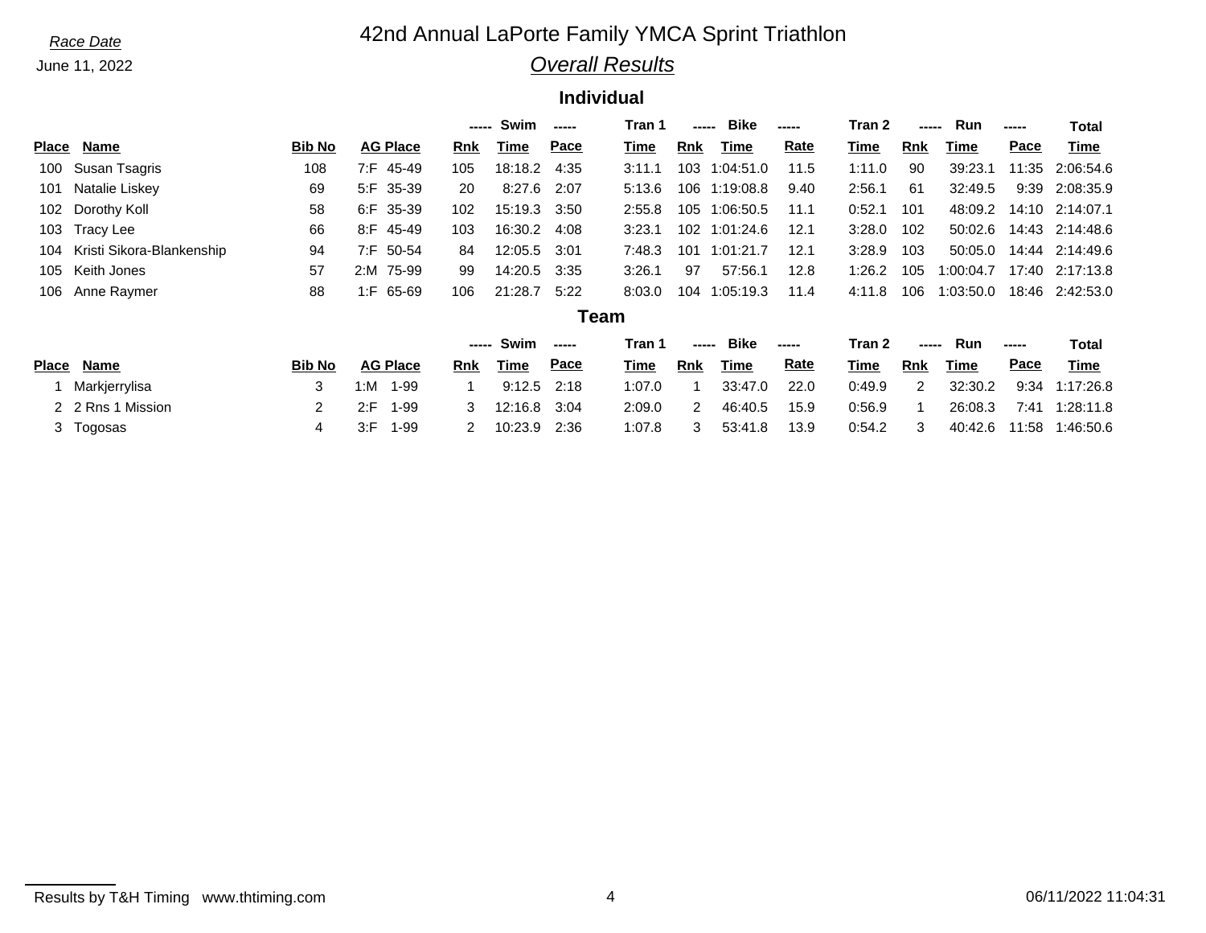*Race Date*

June 11, 2022

# 42nd Annual LaPorte Family YMCA Sprint Triathlon

## *Overall Results*

### Individual

| | | | | ----- Swim ----- | | | Tran 1 | ----- Bike ----- | | | Tran 2 | ----- Run ----- | | | Total |
|---|---|---|---|---|---|---|---|---|---|---|---|---|---|---|---|
| **Place** | **Name** | **Bib No** | **AG Place** | **Rnk** | **Time** | **Pace** | **Time** | **Rnk** | **Time** | **Rate** | **Time** | **Rnk** | **Time** | **Pace** | **Time** |
| 100 | Susan Tsagris | 108 | 7:F 45-49 | 105 | 18:18.2 | 4:35 | 3:11.1 | 103 | 1:04:51.0 | 11.5 | 1:11.0 | 90 | 39:23.1 | 11:35 | 2:06:54.6 |
| 101 | Natalie Liskey | 69 | 5:F 35-39 | 20 | 8:27.6 | 2:07 | 5:13.6 | 106 | 1:19:08.8 | 9.40 | 2:56.1 | 61 | 32:49.5 | 9:39 | 2:08:35.9 |
| 102 | Dorothy Koll | 58 | 6:F 35-39 | 102 | 15:19.3 | 3:50 | 2:55.8 | 105 | 1:06:50.5 | 11.1 | 0:52.1 | 101 | 48:09.2 | 14:10 | 2:14:07.1 |
| 103 | Tracy Lee | 66 | 8:F 45-49 | 103 | 16:30.2 | 4:08 | 3:23.1 | 102 | 1:01:24.6 | 12.1 | 3:28.0 | 102 | 50:02.6 | 14:43 | 2:14:48.6 |
| 104 | Kristi Sikora-Blankenship | 94 | 7:F 50-54 | 84 | 12:05.5 | 3:01 | 7:48.3 | 101 | 1:01:21.7 | 12.1 | 3:28.9 | 103 | 50:05.0 | 14:44 | 2:14:49.6 |
| 105 | Keith Jones | 57 | 2:M 75-99 | 99 | 14:20.5 | 3:35 | 3:26.1 | 97 | 57:56.1 | 12.8 | 1:26.2 | 105 | 1:00:04.7 | 17:40 | 2:17:13.8 |
| 106 | Anne Raymer | 88 | 1:F 65-69 | 106 | 21:28.7 | 5:22 | 8:03.0 | 104 | 1:05:19.3 | 11.4 | 4:11.8 | 106 | 1:03:50.0 | 18:46 | 2:42:53.0 |

### Team

| | | | | ----- Swim ----- | | | Tran 1 | ----- Bike ----- | | | Tran 2 | ----- Run ----- | | | Total |
|---|---|---|---|---|---|---|---|---|---|---|---|---|---|---|---|
| **Place** | **Name** | **Bib No** | **AG Place** | **Rnk** | **Time** | **Pace** | **Time** | **Rnk** | **Time** | **Rate** | **Time** | **Rnk** | **Time** | **Pace** | **Time** |
| 1 | Markjerrylisa | 3 | 1:M 1-99 | 1 | 9:12.5 | 2:18 | 1:07.0 | 1 | 33:47.0 | 22.0 | 0:49.9 | 2 | 32:30.2 | 9:34 | 1:17:26.8 |
| 2 | 2 Rns 1 Mission | 2 | 2:F 1-99 | 3 | 12:16.8 | 3:04 | 2:09.0 | 2 | 46:40.5 | 15.9 | 0:56.9 | 1 | 26:08.3 | 7:41 | 1:28:11.8 |
| 3 | Togosas | 4 | 3:F 1-99 | 2 | 10:23.9 | 2:36 | 1:07.8 | 3 | 53:41.8 | 13.9 | 0:54.2 | 3 | 40:42.6 | 11:58 | 1:46:50.6 |

Results by T&H Timing www.thtiming.com

06/11/2022 11:04:31